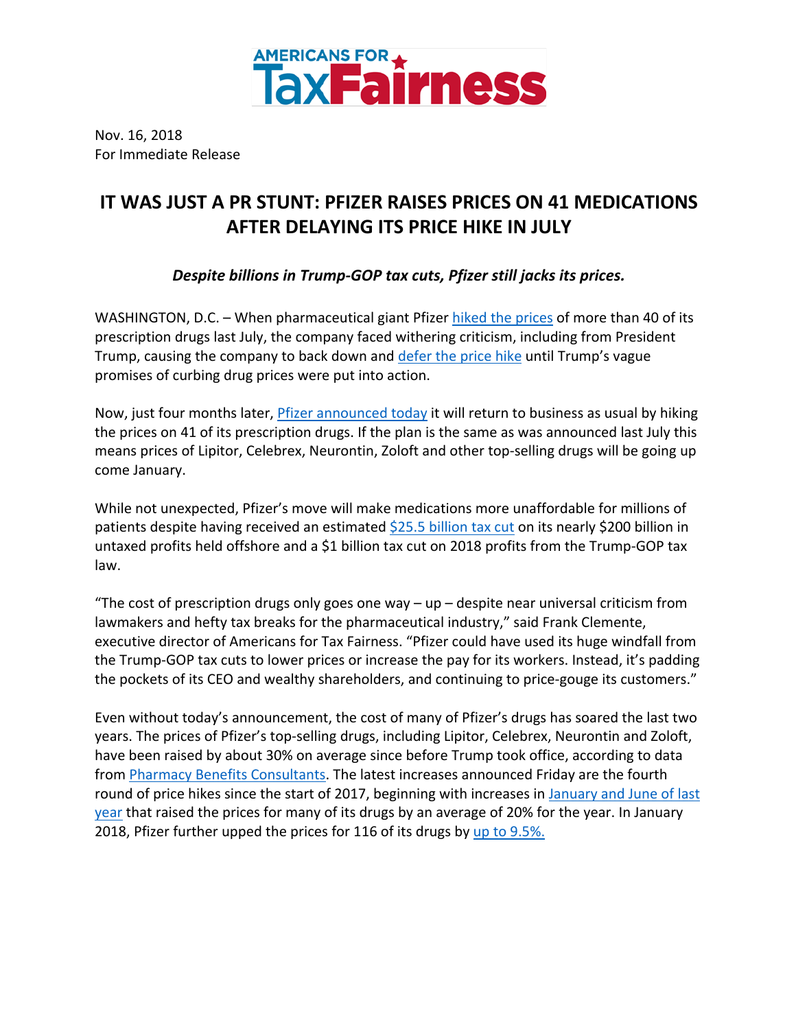AMERICANS FOR TaxFairness

Nov. 16, 2018
For Immediate Release

# IT WAS JUST A PR STUNT: PFIZER RAISES PRICES ON 41 MEDICATIONS AFTER DELAYING ITS PRICE HIKE IN JULY

***Despite billions in Trump-GOP tax cuts, Pfizer still jacks its prices.***

WASHINGTON, D.C. – When pharmaceutical giant Pfizer hiked the prices of more than 40 of its prescription drugs last July, the company faced withering criticism, including from President Trump, causing the company to back down and defer the price hike until Trump's vague promises of curbing drug prices were put into action.

Now, just four months later, Pfizer announced today it will return to business as usual by hiking the prices on 41 of its prescription drugs. If the plan is the same as was announced last July this means prices of Lipitor, Celebrex, Neurontin, Zoloft and other top-selling drugs will be going up come January.

While not unexpected, Pfizer's move will make medications more unaffordable for millions of patients despite having received an estimated $25.5 billion tax cut on its nearly $200 billion in untaxed profits held offshore and a $1 billion tax cut on 2018 profits from the Trump-GOP tax law.

"The cost of prescription drugs only goes one way – up – despite near universal criticism from lawmakers and hefty tax breaks for the pharmaceutical industry," said Frank Clemente, executive director of Americans for Tax Fairness. "Pfizer could have used its huge windfall from the Trump-GOP tax cuts to lower prices or increase the pay for its workers. Instead, it's padding the pockets of its CEO and wealthy shareholders, and continuing to price-gouge its customers."

Even without today's announcement, the cost of many of Pfizer's drugs has soared the last two years. The prices of Pfizer's top-selling drugs, including Lipitor, Celebrex, Neurontin and Zoloft, have been raised by about 30% on average since before Trump took office, according to data from Pharmacy Benefits Consultants. The latest increases announced Friday are the fourth round of price hikes since the start of 2017, beginning with increases in January and June of last year that raised the prices for many of its drugs by an average of 20% for the year. In January 2018, Pfizer further upped the prices for 116 of its drugs by up to 9.5%.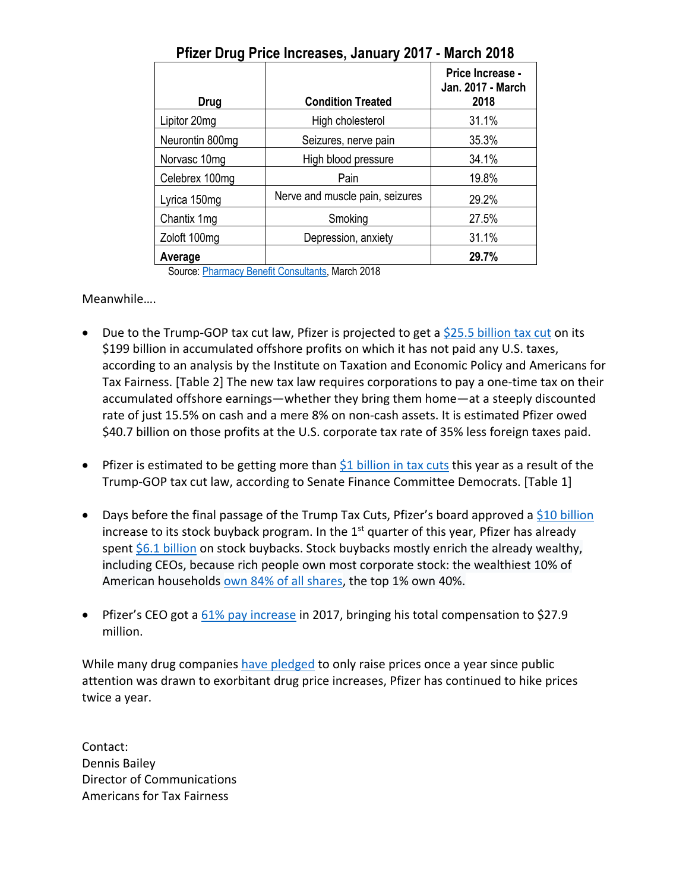**Pfizer Drug Price Increases, January 2017 - March 2018**

| Drug | Condition Treated | Price Increase - Jan. 2017 - March 2018 |
|---|---|---|
| Lipitor 20mg | High cholesterol | 31.1% |
| Neurontin 800mg | Seizures, nerve pain | 35.3% |
| Norvasc 10mg | High blood pressure | 34.1% |
| Celebrex 100mg | Pain | 19.8% |
| Lyrica 150mg | Nerve and muscle pain, seizures | 29.2% |
| Chantix 1mg | Smoking | 27.5% |
| Zoloft 100mg | Depression, anxiety | 31.1% |
| **Average** | | **29.7%** |

Source: Pharmacy Benefit Consultants, March 2018

Meanwhile….

- Due to the Trump-GOP tax cut law, Pfizer is projected to get a $25.5 billion tax cut on its $199 billion in accumulated offshore profits on which it has not paid any U.S. taxes, according to an analysis by the Institute on Taxation and Economic Policy and Americans for Tax Fairness. [Table 2] The new tax law requires corporations to pay a one-time tax on their accumulated offshore earnings—whether they bring them home—at a steeply discounted rate of just 15.5% on cash and a mere 8% on non-cash assets. It is estimated Pfizer owed $40.7 billion on those profits at the U.S. corporate tax rate of 35% less foreign taxes paid.

- Pfizer is estimated to be getting more than $1 billion in tax cuts this year as a result of the Trump-GOP tax cut law, according to Senate Finance Committee Democrats. [Table 1]

- Days before the final passage of the Trump Tax Cuts, Pfizer's board approved a $10 billion increase to its stock buyback program. In the 1st quarter of this year, Pfizer has already spent $6.1 billion on stock buybacks. Stock buybacks mostly enrich the already wealthy, including CEOs, because rich people own most corporate stock: the wealthiest 10% of American households own 84% of all shares, the top 1% own 40%.

- Pfizer's CEO got a 61% pay increase in 2017, bringing his total compensation to $27.9 million.

While many drug companies have pledged to only raise prices once a year since public attention was drawn to exorbitant drug price increases, Pfizer has continued to hike prices twice a year.

Contact:
Dennis Bailey
Director of Communications
Americans for Tax Fairness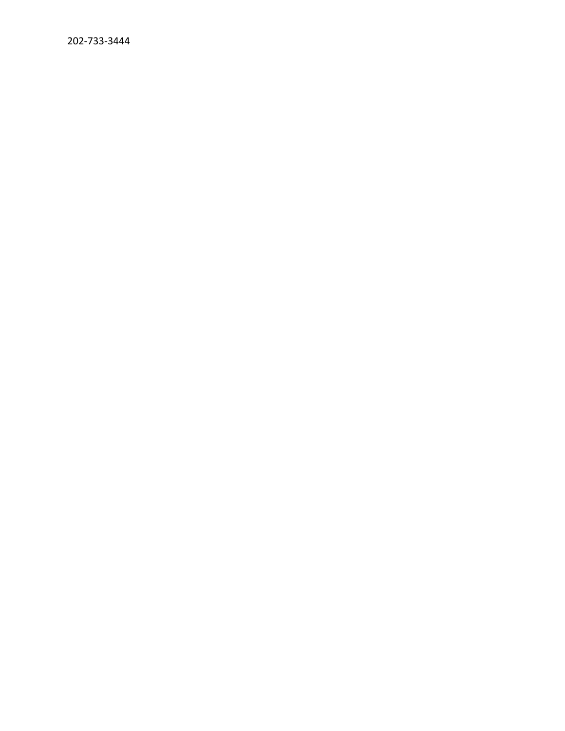202-733-3444